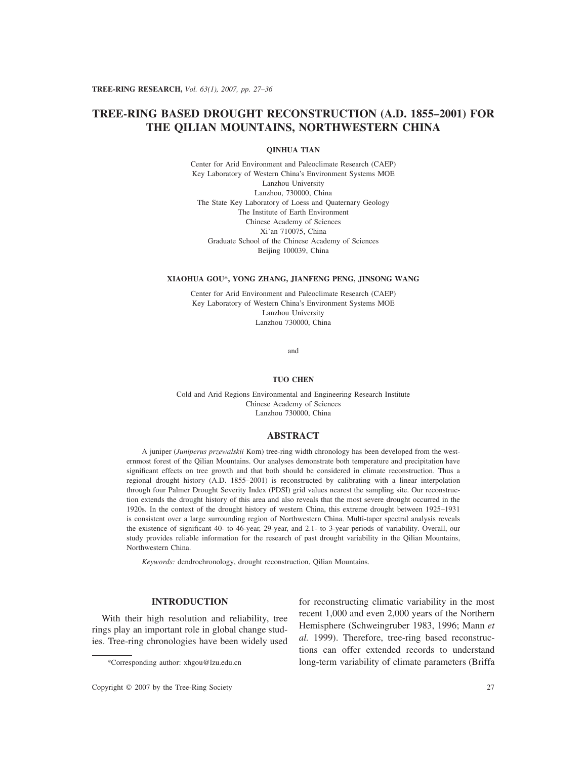# TREE-RING BASED DROUGHT RECONSTRUCTION (A.D. 1855–2001) FOR THE QILIAN MOUNTAINS, NORTHWESTERN CHINA

**QINHUA TIAN**

Center for Arid Environment and Paleoclimate Research (CAEP)
Key Laboratory of Western China's Environment Systems MOE
Lanzhou University
Lanzhou, 730000, China
The State Key Laboratory of Loess and Quaternary Geology
The Institute of Earth Environment
Chinese Academy of Sciences
Xi'an 710075, China
Graduate School of the Chinese Academy of Sciences
Beijing 100039, China

**XIAOHUA GOU*, YONG ZHANG, JIANFENG PENG, JINSONG WANG**

Center for Arid Environment and Paleoclimate Research (CAEP)
Key Laboratory of Western China's Environment Systems MOE
Lanzhou University
Lanzhou 730000, China

and

**TUO CHEN**

Cold and Arid Regions Environmental and Engineering Research Institute
Chinese Academy of Sciences
Lanzhou 730000, China

## ABSTRACT

A juniper (*Juniperus przewalskii* Kom) tree-ring width chronology has been developed from the westernmost forest of the Qilian Mountains. Our analyses demonstrate both temperature and precipitation have significant effects on tree growth and that both should be considered in climate reconstruction. Thus a regional drought history (A.D. 1855–2001) is reconstructed by calibrating with a linear interpolation through four Palmer Drought Severity Index (PDSI) grid values nearest the sampling site. Our reconstruction extends the drought history of this area and also reveals that the most severe drought occurred in the 1920s. In the context of the drought history of western China, this extreme drought between 1925–1931 is consistent over a large surrounding region of Northwestern China. Multi-taper spectral analysis reveals the existence of significant 40- to 46-year, 29-year, and 2.1- to 3-year periods of variability. Overall, our study provides reliable information for the research of past drought variability in the Qilian Mountains, Northwestern China.

*Keywords:* dendrochronology, drought reconstruction, Qilian Mountains.

## INTRODUCTION

With their high resolution and reliability, tree rings play an important role in global change studies. Tree-ring chronologies have been widely used for reconstructing climatic variability in the most recent 1,000 and even 2,000 years of the Northern Hemisphere (Schweingruber 1983, 1996; Mann *et al.* 1999). Therefore, tree-ring based reconstructions can offer extended records to understand long-term variability of climate parameters (Briffa

*Corresponding author: xhgou@lzu.edu.cn

Copyright © 2007 by the Tree-Ring Society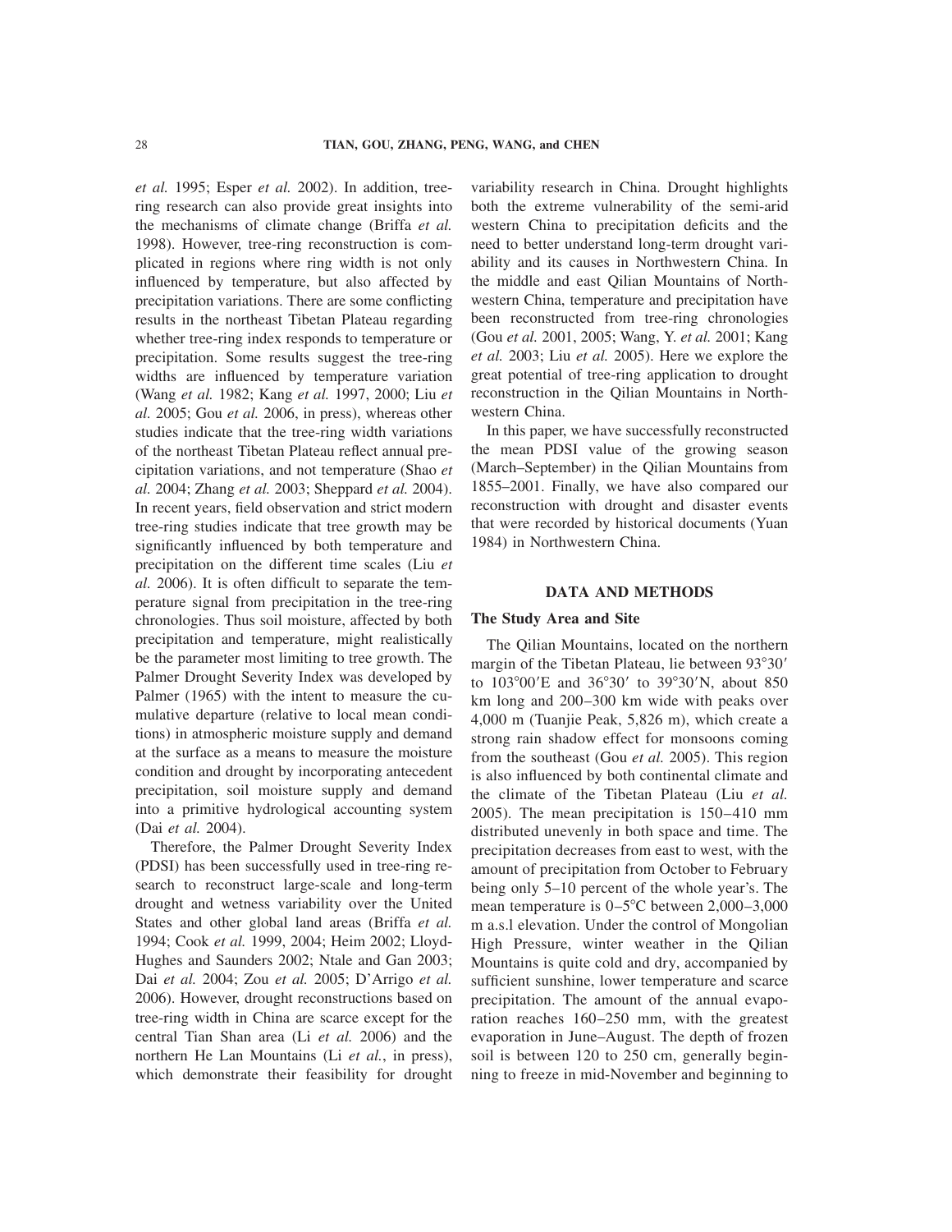*et al.* 1995; Esper *et al.* 2002). In addition, tree-ring research can also provide great insights into the mechanisms of climate change (Briffa *et al.* 1998). However, tree-ring reconstruction is complicated in regions where ring width is not only influenced by temperature, but also affected by precipitation variations. There are some conflicting results in the northeast Tibetan Plateau regarding whether tree-ring index responds to temperature or precipitation. Some results suggest the tree-ring widths are influenced by temperature variation (Wang *et al.* 1982; Kang *et al.* 1997, 2000; Liu *et al.* 2005; Gou *et al.* 2006, in press), whereas other studies indicate that the tree-ring width variations of the northeast Tibetan Plateau reflect annual precipitation variations, and not temperature (Shao *et al.* 2004; Zhang *et al.* 2003; Sheppard *et al.* 2004). In recent years, field observation and strict modern tree-ring studies indicate that tree growth may be significantly influenced by both temperature and precipitation on the different time scales (Liu *et al.* 2006). It is often difficult to separate the temperature signal from precipitation in the tree-ring chronologies. Thus soil moisture, affected by both precipitation and temperature, might realistically be the parameter most limiting to tree growth. The Palmer Drought Severity Index was developed by Palmer (1965) with the intent to measure the cumulative departure (relative to local mean conditions) in atmospheric moisture supply and demand at the surface as a means to measure the moisture condition and drought by incorporating antecedent precipitation, soil moisture supply and demand into a primitive hydrological accounting system (Dai *et al.* 2004).

Therefore, the Palmer Drought Severity Index (PDSI) has been successfully used in tree-ring research to reconstruct large-scale and long-term drought and wetness variability over the United States and other global land areas (Briffa *et al.* 1994; Cook *et al.* 1999, 2004; Heim 2002; Lloyd-Hughes and Saunders 2002; Ntale and Gan 2003; Dai *et al.* 2004; Zou *et al.* 2005; D'Arrigo *et al.* 2006). However, drought reconstructions based on tree-ring width in China are scarce except for the central Tian Shan area (Li *et al.* 2006) and the northern He Lan Mountains (Li *et al.*, in press), which demonstrate their feasibility for drought variability research in China. Drought highlights both the extreme vulnerability of the semi-arid western China to precipitation deficits and the need to better understand long-term drought variability and its causes in Northwestern China. In the middle and east Qilian Mountains of Northwestern China, temperature and precipitation have been reconstructed from tree-ring chronologies (Gou *et al.* 2001, 2005; Wang, Y. *et al.* 2001; Kang *et al.* 2003; Liu *et al.* 2005). Here we explore the great potential of tree-ring application to drought reconstruction in the Qilian Mountains in Northwestern China.

In this paper, we have successfully reconstructed the mean PDSI value of the growing season (March–September) in the Qilian Mountains from 1855–2001. Finally, we have also compared our reconstruction with drought and disaster events that were recorded by historical documents (Yuan 1984) in Northwestern China.

## DATA AND METHODS

### The Study Area and Site

The Qilian Mountains, located on the northern margin of the Tibetan Plateau, lie between 93°30′ to 103°00′E and 36°30′ to 39°30′N, about 850 km long and 200–300 km wide with peaks over 4,000 m (Tuanjie Peak, 5,826 m), which create a strong rain shadow effect for monsoons coming from the southeast (Gou *et al.* 2005). This region is also influenced by both continental climate and the climate of the Tibetan Plateau (Liu *et al.* 2005). The mean precipitation is 150–410 mm distributed unevenly in both space and time. The precipitation decreases from east to west, with the amount of precipitation from October to February being only 5–10 percent of the whole year's. The mean temperature is 0–5°C between 2,000–3,000 m a.s.l elevation. Under the control of Mongolian High Pressure, winter weather in the Qilian Mountains is quite cold and dry, accompanied by sufficient sunshine, lower temperature and scarce precipitation. The amount of the annual evaporation reaches 160–250 mm, with the greatest evaporation in June–August. The depth of frozen soil is between 120 to 250 cm, generally beginning to freeze in mid-November and beginning to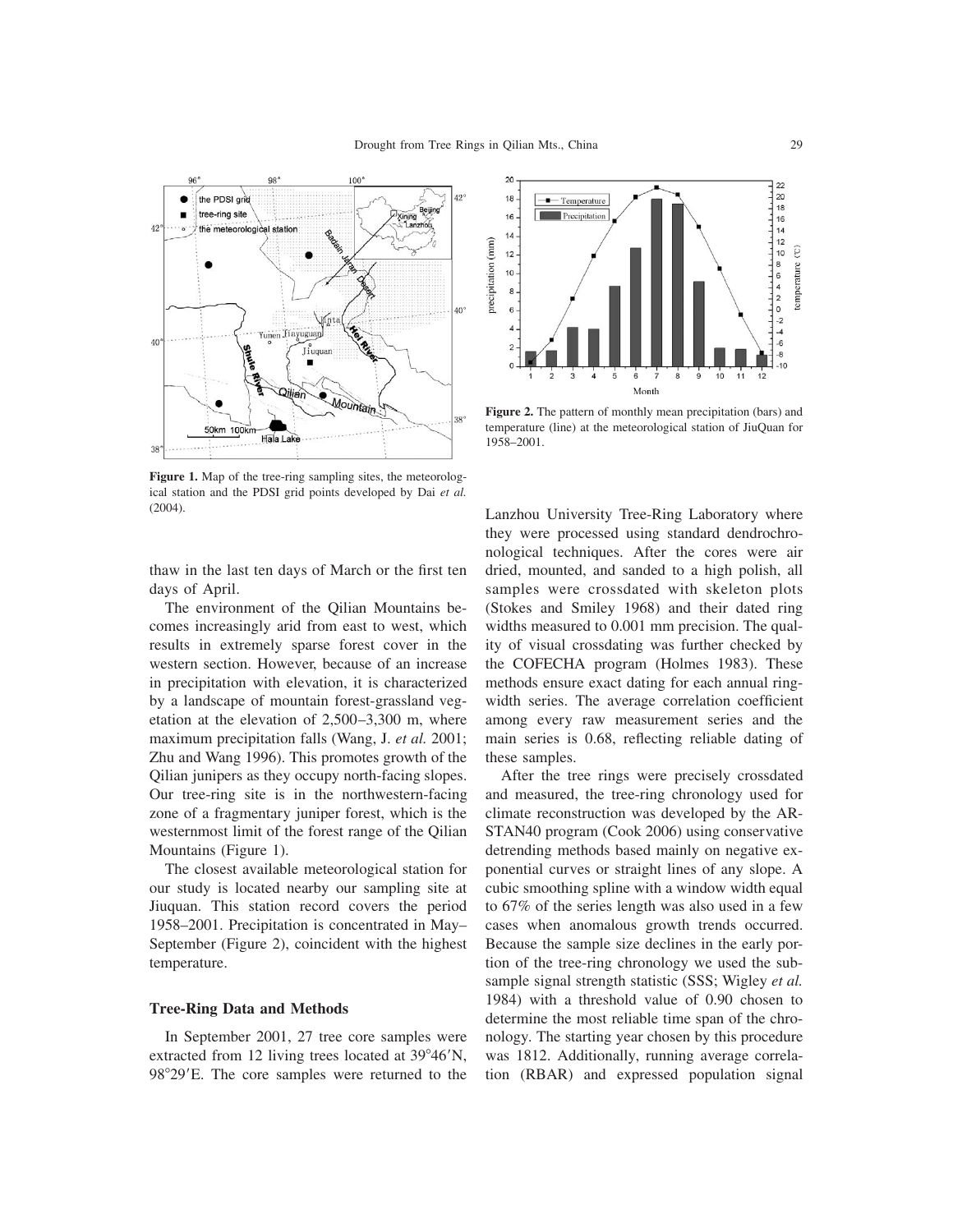Figure 1. Map of the tree-ring sampling sites, the meteorological station and the PDSI grid points developed by Dai *et al.* (2004).

Figure 2. The pattern of monthly mean precipitation (bars) and temperature (line) at the meteorological station of JiuQuan for 1958–2001.

thaw in the last ten days of March or the first ten days of April.

The environment of the Qilian Mountains becomes increasingly arid from east to west, which results in extremely sparse forest cover in the western section. However, because of an increase in precipitation with elevation, it is characterized by a landscape of mountain forest-grassland vegetation at the elevation of 2,500–3,300 m, where maximum precipitation falls (Wang, J. *et al.* 2001; Zhu and Wang 1996). This promotes growth of the Qilian junipers as they occupy north-facing slopes. Our tree-ring site is in the northwestern-facing zone of a fragmentary juniper forest, which is the westernmost limit of the forest range of the Qilian Mountains (Figure 1).

The closest available meteorological station for our study is located nearby our sampling site at Jiuquan. This station record covers the period 1958–2001. Precipitation is concentrated in May–September (Figure 2), coincident with the highest temperature.

## Tree-Ring Data and Methods

In September 2001, 27 tree core samples were extracted from 12 living trees located at 39°46′N, 98°29′E. The core samples were returned to the Lanzhou University Tree-Ring Laboratory where they were processed using standard dendrochronological techniques. After the cores were air dried, mounted, and sanded to a high polish, all samples were crossdated with skeleton plots (Stokes and Smiley 1968) and their dated ring widths measured to 0.001 mm precision. The quality of visual crossdating was further checked by the COFECHA program (Holmes 1983). These methods ensure exact dating for each annual ring-width series. The average correlation coefficient among every raw measurement series and the main series is 0.68, reflecting reliable dating of these samples.

After the tree rings were precisely crossdated and measured, the tree-ring chronology used for climate reconstruction was developed by the ARSTAN40 program (Cook 2006) using conservative detrending methods based mainly on negative exponential curves or straight lines of any slope. A cubic smoothing spline with a window width equal to 67% of the series length was also used in a few cases when anomalous growth trends occurred. Because the sample size declines in the early portion of the tree-ring chronology we used the subsample signal strength statistic (SSS; Wigley *et al.* 1984) with a threshold value of 0.90 chosen to determine the most reliable time span of the chronology. The starting year chosen by this procedure was 1812. Additionally, running average correlation (RBAR) and expressed population signal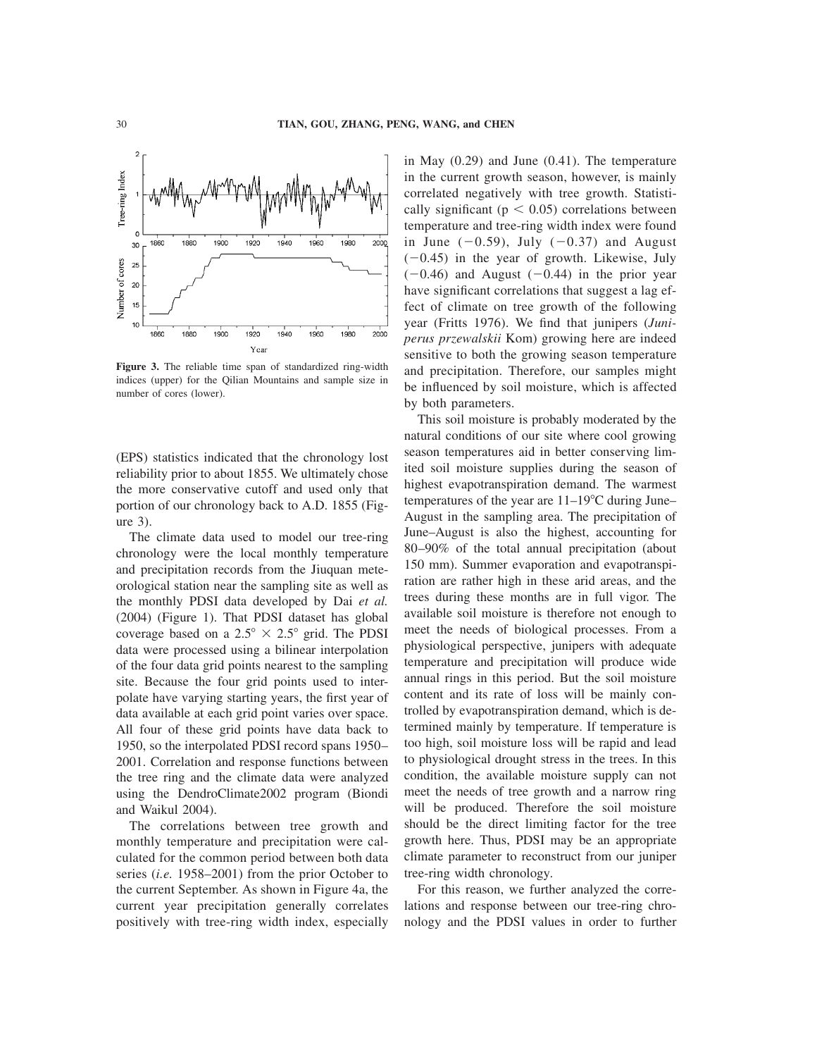**Figure 3.** The reliable time span of standardized ring-width indices (upper) for the Qilian Mountains and sample size in number of cores (lower).

(EPS) statistics indicated that the chronology lost reliability prior to about 1855. We ultimately chose the more conservative cutoff and used only that portion of our chronology back to A.D. 1855 (Figure 3).

The climate data used to model our tree-ring chronology were the local monthly temperature and precipitation records from the Jiuquan meteorological station near the sampling site as well as the monthly PDSI data developed by Dai *et al.* (2004) (Figure 1). That PDSI dataset has global coverage based on a $2.5° \times 2.5°$ grid. The PDSI data were processed using a bilinear interpolation of the four data grid points nearest to the sampling site. Because the four grid points used to interpolate have varying starting years, the first year of data available at each grid point varies over space. All four of these grid points have data back to 1950, so the interpolated PDSI record spans 1950–2001. Correlation and response functions between the tree ring and the climate data were analyzed using the DendroClimate2002 program (Biondi and Waikul 2004).

The correlations between tree growth and monthly temperature and precipitation were calculated for the common period between both data series (*i.e.* 1958–2001) from the prior October to the current September. As shown in Figure 4a, the current year precipitation generally correlates positively with tree-ring width index, especially in May (0.29) and June (0.41). The temperature in the current growth season, however, is mainly correlated negatively with tree growth. Statistically significant ($p < 0.05$) correlations between temperature and tree-ring width index were found in June (−0.59), July (−0.37) and August (−0.45) in the year of growth. Likewise, July (−0.46) and August (−0.44) in the prior year have significant correlations that suggest a lag effect of climate on tree growth of the following year (Fritts 1976). We find that junipers (*Juniperus przewalskii* Kom) growing here are indeed sensitive to both the growing season temperature and precipitation. Therefore, our samples might be influenced by soil moisture, which is affected by both parameters.

This soil moisture is probably moderated by the natural conditions of our site where cool growing season temperatures aid in better conserving limited soil moisture supplies during the season of highest evapotranspiration demand. The warmest temperatures of the year are 11–19°C during June–August in the sampling area. The precipitation of June–August is also the highest, accounting for 80–90% of the total annual precipitation (about 150 mm). Summer evaporation and evapotranspiration are rather high in these arid areas, and the trees during these months are in full vigor. The available soil moisture is therefore not enough to meet the needs of biological processes. From a physiological perspective, junipers with adequate temperature and precipitation will produce wide annual rings in this period. But the soil moisture content and its rate of loss will be mainly controlled by evapotranspiration demand, which is determined mainly by temperature. If temperature is too high, soil moisture loss will be rapid and lead to physiological drought stress in the trees. In this condition, the available moisture supply can not meet the needs of tree growth and a narrow ring will be produced. Therefore the soil moisture should be the direct limiting factor for the tree growth here. Thus, PDSI may be an appropriate climate parameter to reconstruct from our juniper tree-ring width chronology.

For this reason, we further analyzed the correlations and response between our tree-ring chronology and the PDSI values in order to further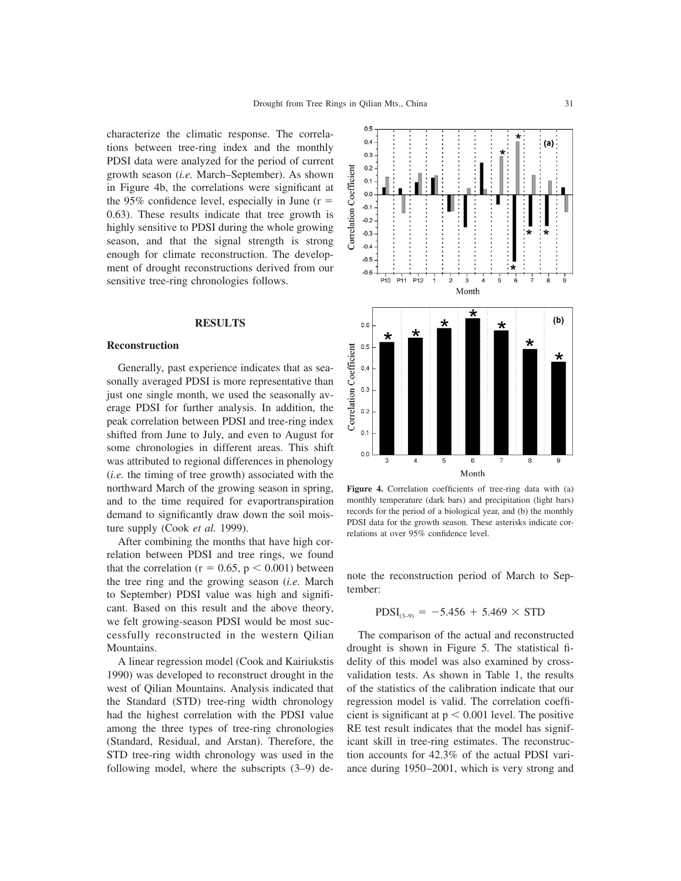characterize the climatic response. The correlations between tree-ring index and the monthly PDSI data were analyzed for the period of current growth season (*i.e.* March–September). As shown in Figure 4b, the correlations were significant at the 95% confidence level, especially in June ($r = 0.63$). These results indicate that tree growth is highly sensitive to PDSI during the whole growing season, and that the signal strength is strong enough for climate reconstruction. The development of drought reconstructions derived from our sensitive tree-ring chronologies follows.

Figure 4. Correlation coefficients of tree-ring data with (a) monthly temperature (dark bars) and precipitation (light bars) records for the period of a biological year, and (b) the monthly PDSI data for the growth season. These asterisks indicate correlations at over 95% confidence level.

## RESULTS

### Reconstruction

Generally, past experience indicates that as seasonally averaged PDSI is more representative than just one single month, we used the seasonally average PDSI for further analysis. In addition, the peak correlation between PDSI and tree-ring index shifted from June to July, and even to August for some chronologies in different areas. This shift was attributed to regional differences in phenology (*i.e.* the timing of tree growth) associated with the northward March of the growing season in spring, and to the time required for evaportranspiration demand to significantly draw down the soil moisture supply (Cook *et al.* 1999).

After combining the months that have high correlation between PDSI and tree rings, we found that the correlation ($r = 0.65$, $p < 0.001$) between the tree ring and the growing season (*i.e.* March to September) PDSI value was high and significant. Based on this result and the above theory, we felt growing-season PDSI would be most successfully reconstructed in the western Qilian Mountains.

A linear regression model (Cook and Kairiukstis 1990) was developed to reconstruct drought in the west of Qilian Mountains. Analysis indicated that the Standard (STD) tree-ring width chronology had the highest correlation with the PDSI value among the three types of tree-ring chronologies (Standard, Residual, and Arstan). Therefore, the STD tree-ring width chronology was used in the following model, where the subscripts (3–9) denote the reconstruction period of March to September:

$$PDSI_{(3-9)} = -5.456 + 5.469 \times STD$$

The comparison of the actual and reconstructed drought is shown in Figure 5. The statistical fidelity of this model was also examined by cross-validation tests. As shown in Table 1, the results of the statistics of the calibration indicate that our regression model is valid. The correlation coefficient is significant at $p < 0.001$ level. The positive RE test result indicates that the model has significant skill in tree-ring estimates. The reconstruction accounts for 42.3% of the actual PDSI variance during 1950–2001, which is very strong and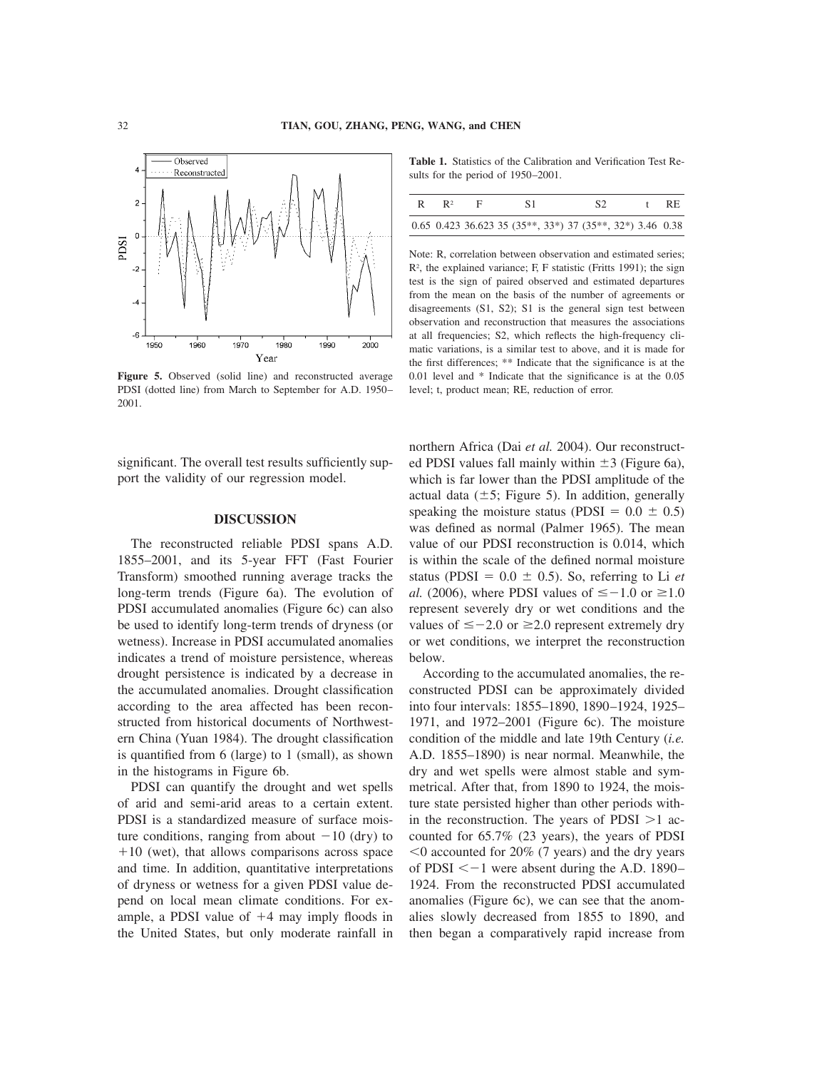Figure 5. Observed (solid line) and reconstructed average PDSI (dotted line) from March to September for A.D. 1950–2001.

**Table 1.** Statistics of the Calibration and Verification Test Results for the period of 1950–2001.

| R | $R^2$ | F | S1 | S2 | t | RE |
|---|---|---|---|---|---|---|
| 0.65 | 0.423 | 36.623 | 35 (35**, 33*) | 37 (35**, 32*) | 3.46 | 0.38 |

Note: R, correlation between observation and estimated series; $R^2$, the explained variance; F, F statistic (Fritts 1991); the sign test is the sign of paired observed and estimated departures from the mean on the basis of the number of agreements or disagreements (S1, S2); S1 is the general sign test between observation and reconstruction that measures the associations at all frequencies; S2, which reflects the high-frequency climatic variations, is a similar test to above, and it is made for the first differences; ** Indicate that the significance is at the 0.01 level and * Indicate that the significance is at the 0.05 level; t, product mean; RE, reduction of error.

significant. The overall test results sufficiently support the validity of our regression model.

## DISCUSSION

The reconstructed reliable PDSI spans A.D. 1855–2001, and its 5-year FFT (Fast Fourier Transform) smoothed running average tracks the long-term trends (Figure 6a). The evolution of PDSI accumulated anomalies (Figure 6c) can also be used to identify long-term trends of dryness (or wetness). Increase in PDSI accumulated anomalies indicates a trend of moisture persistence, whereas drought persistence is indicated by a decrease in the accumulated anomalies. Drought classification according to the area affected has been reconstructed from historical documents of Northwestern China (Yuan 1984). The drought classification is quantified from 6 (large) to 1 (small), as shown in the histograms in Figure 6b.

PDSI can quantify the drought and wet spells of arid and semi-arid areas to a certain extent. PDSI is a standardized measure of surface moisture conditions, ranging from about −10 (dry) to +10 (wet), that allows comparisons across space and time. In addition, quantitative interpretations of dryness or wetness for a given PDSI value depend on local mean climate conditions. For example, a PDSI value of +4 may imply floods in the United States, but only moderate rainfall in northern Africa (Dai *et al.* 2004). Our reconstructed PDSI values fall mainly within ±3 (Figure 6a), which is far lower than the PDSI amplitude of the actual data (±5; Figure 5). In addition, generally speaking the moisture status (PDSI = 0.0 ± 0.5) was defined as normal (Palmer 1965). The mean value of our PDSI reconstruction is 0.014, which is within the scale of the defined normal moisture status (PDSI = 0.0 ± 0.5). So, referring to Li *et al.* (2006), where PDSI values of ≤−1.0 or ≥1.0 represent severely dry or wet conditions and the values of ≤−2.0 or ≥2.0 represent extremely dry or wet conditions, we interpret the reconstruction below.

According to the accumulated anomalies, the reconstructed PDSI can be approximately divided into four intervals: 1855–1890, 1890–1924, 1925–1971, and 1972–2001 (Figure 6c). The moisture condition of the middle and late 19th Century (*i.e.* A.D. 1855–1890) is near normal. Meanwhile, the dry and wet spells were almost stable and symmetrical. After that, from 1890 to 1924, the moisture state persisted higher than other periods within the reconstruction. The years of PDSI >1 accounted for 65.7% (23 years), the years of PDSI <0 accounted for 20% (7 years) and the dry years of PDSI <−1 were absent during the A.D. 1890–1924. From the reconstructed PDSI accumulated anomalies (Figure 6c), we can see that the anomalies slowly decreased from 1855 to 1890, and then began a comparatively rapid increase from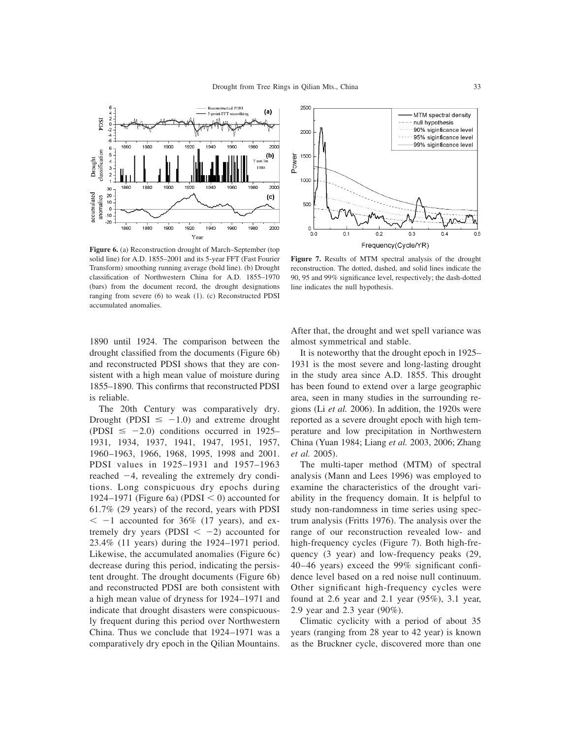**Figure 6.** (a) Reconstruction drought of March–September (top solid line) for A.D. 1855–2001 and its 5-year FFT (Fast Fourier Transform) smoothing running average (bold line). (b) Drought classification of Northwestern China for A.D. 1855–1970 (bars) from the document record, the drought designations ranging from severe (6) to weak (1). (c) Reconstructed PDSI accumulated anomalies.

**Figure 7.** Results of MTM spectral analysis of the drought reconstruction. The dotted, dashed, and solid lines indicate the 90, 95 and 99% significance level, respectively; the dash-dotted line indicates the null hypothesis.

1890 until 1924. The comparison between the drought classified from the documents (Figure 6b) and reconstructed PDSI shows that they are consistent with a high mean value of moisture during 1855–1890. This confirms that reconstructed PDSI is reliable.

The 20th Century was comparatively dry. Drought (PDSI $\leq -1.0$) and extreme drought (PDSI $\leq -2.0$) conditions occurred in 1925–1931, 1934, 1937, 1941, 1947, 1951, 1957, 1960–1963, 1966, 1968, 1995, 1998 and 2001. PDSI values in 1925–1931 and 1957–1963 reached $-4$, revealing the extremely dry conditions. Long conspicuous dry epochs during 1924–1971 (Figure 6a) (PDSI $< 0$) accounted for 61.7% (29 years) of the record, years with PDSI $< -1$ accounted for 36% (17 years), and extremely dry years (PDSI $< -2$) accounted for 23.4% (11 years) during the 1924–1971 period. Likewise, the accumulated anomalies (Figure 6c) decrease during this period, indicating the persistent drought. The drought documents (Figure 6b) and reconstructed PDSI are both consistent with a high mean value of dryness for 1924–1971 and indicate that drought disasters were conspicuously frequent during this period over Northwestern China. Thus we conclude that 1924–1971 was a comparatively dry epoch in the Qilian Mountains. After that, the drought and wet spell variance was almost symmetrical and stable.

It is noteworthy that the drought epoch in 1925–1931 is the most severe and long-lasting drought in the study area since A.D. 1855. This drought has been found to extend over a large geographic area, seen in many studies in the surrounding regions (Li *et al.* 2006). In addition, the 1920s were reported as a severe drought epoch with high temperature and low precipitation in Northwestern China (Yuan 1984; Liang *et al.* 2003, 2006; Zhang *et al.* 2005).

The multi-taper method (MTM) of spectral analysis (Mann and Lees 1996) was employed to examine the characteristics of the drought variability in the frequency domain. It is helpful to study non-randomness in time series using spectrum analysis (Fritts 1976). The analysis over the range of our reconstruction revealed low- and high-frequency cycles (Figure 7). Both high-frequency (3 year) and low-frequency peaks (29, 40–46 years) exceed the 99% significant confidence level based on a red noise null continuum. Other significant high-frequency cycles were found at 2.6 year and 2.1 year (95%), 3.1 year, 2.9 year and 2.3 year (90%).

Climatic cyclicity with a period of about 35 years (ranging from 28 year to 42 year) is known as the Bruckner cycle, discovered more than one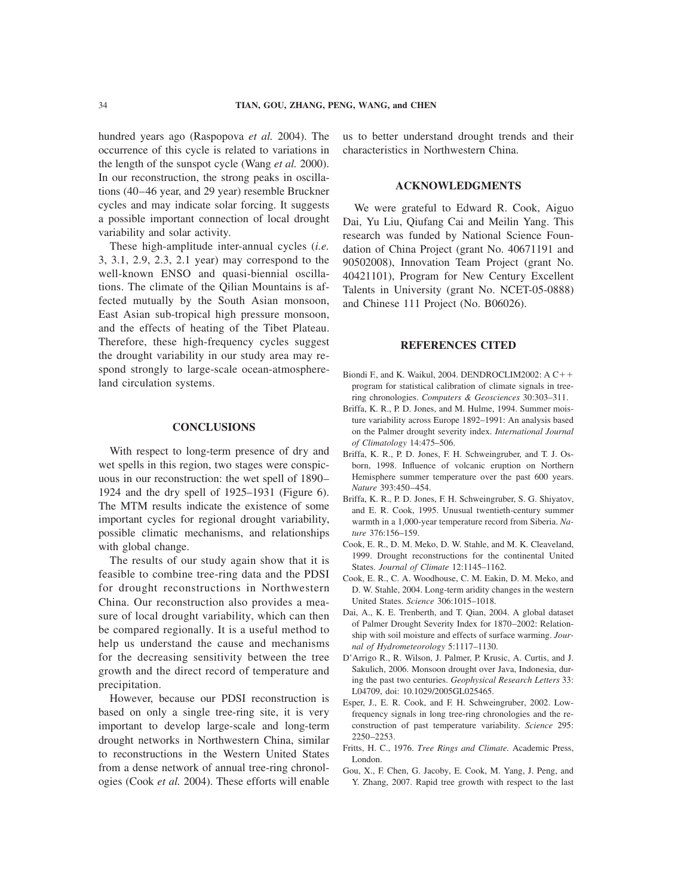hundred years ago (Raspopova *et al.* 2004). The occurrence of this cycle is related to variations in the length of the sunspot cycle (Wang *et al.* 2000). In our reconstruction, the strong peaks in oscillations (40–46 year, and 29 year) resemble Bruckner cycles and may indicate solar forcing. It suggests a possible important connection of local drought variability and solar activity.

These high-amplitude inter-annual cycles (*i.e.* 3, 3.1, 2.9, 2.3, 2.1 year) may correspond to the well-known ENSO and quasi-biennial oscillations. The climate of the Qilian Mountains is affected mutually by the South Asian monsoon, East Asian sub-tropical high pressure monsoon, and the effects of heating of the Tibet Plateau. Therefore, these high-frequency cycles suggest the drought variability in our study area may respond strongly to large-scale ocean-atmosphere-land circulation systems.

## CONCLUSIONS

With respect to long-term presence of dry and wet spells in this region, two stages were conspicuous in our reconstruction: the wet spell of 1890–1924 and the dry spell of 1925–1931 (Figure 6). The MTM results indicate the existence of some important cycles for regional drought variability, possible climatic mechanisms, and relationships with global change.

The results of our study again show that it is feasible to combine tree-ring data and the PDSI for drought reconstructions in Northwestern China. Our reconstruction also provides a measure of local drought variability, which can then be compared regionally. It is a useful method to help us understand the cause and mechanisms for the decreasing sensitivity between the tree growth and the direct record of temperature and precipitation.

However, because our PDSI reconstruction is based on only a single tree-ring site, it is very important to develop large-scale and long-term drought networks in Northwestern China, similar to reconstructions in the Western United States from a dense network of annual tree-ring chronologies (Cook *et al.* 2004). These efforts will enable us to better understand drought trends and their characteristics in Northwestern China.

## ACKNOWLEDGMENTS

We were grateful to Edward R. Cook, Aiguo Dai, Yu Liu, Qiufang Cai and Meilin Yang. This research was funded by National Science Foundation of China Project (grant No. 40671191 and 90502008), Innovation Team Project (grant No. 40421101), Program for New Century Excellent Talents in University (grant No. NCET-05-0888) and Chinese 111 Project (No. B06026).

## REFERENCES CITED

Biondi F., and K. Waikul, 2004. DENDROCLIM2002: A C++ program for statistical calibration of climate signals in tree-ring chronologies. *Computers & Geosciences* 30:303–311.

Briffa, K. R., P. D. Jones, and M. Hulme, 1994. Summer moisture variability across Europe 1892–1991: An analysis based on the Palmer drought severity index. *International Journal of Climatology* 14:475–506.

Briffa, K. R., P. D. Jones, F. H. Schweingruber, and T. J. Osborn, 1998. Influence of volcanic eruption on Northern Hemisphere summer temperature over the past 600 years. *Nature* 393:450–454.

Briffa, K. R., P. D. Jones, F. H. Schweingruber, S. G. Shiyatov, and E. R. Cook, 1995. Unusual twentieth-century summer warmth in a 1,000-year temperature record from Siberia. *Nature* 376:156–159.

Cook, E. R., D. M. Meko, D. W. Stahle, and M. K. Cleaveland, 1999. Drought reconstructions for the continental United States. *Journal of Climate* 12:1145–1162.

Cook, E. R., C. A. Woodhouse, C. M. Eakin, D. M. Meko, and D. W. Stahle, 2004. Long-term aridity changes in the western United States. *Science* 306:1015–1018.

Dai, A., K. E. Trenberth, and T. Qian, 2004. A global dataset of Palmer Drought Severity Index for 1870–2002: Relationship with soil moisture and effects of surface warming. *Journal of Hydrometeorology* 5:1117–1130.

D'Arrigo R., R. Wilson, J. Palmer, P. Krusic, A. Curtis, and J. Sakulich, 2006. Monsoon drought over Java, Indonesia, during the past two centuries. *Geophysical Research Letters* 33: L04709, doi: 10.1029/2005GL025465.

Esper, J., E. R. Cook, and F. H. Schweingruber, 2002. Low-frequency signals in long tree-ring chronologies and the reconstruction of past temperature variability. *Science* 295: 2250–2253.

Fritts, H. C., 1976. *Tree Rings and Climate.* Academic Press, London.

Gou, X., F. Chen, G. Jacoby, E. Cook, M. Yang, J. Peng, and Y. Zhang, 2007. Rapid tree growth with respect to the last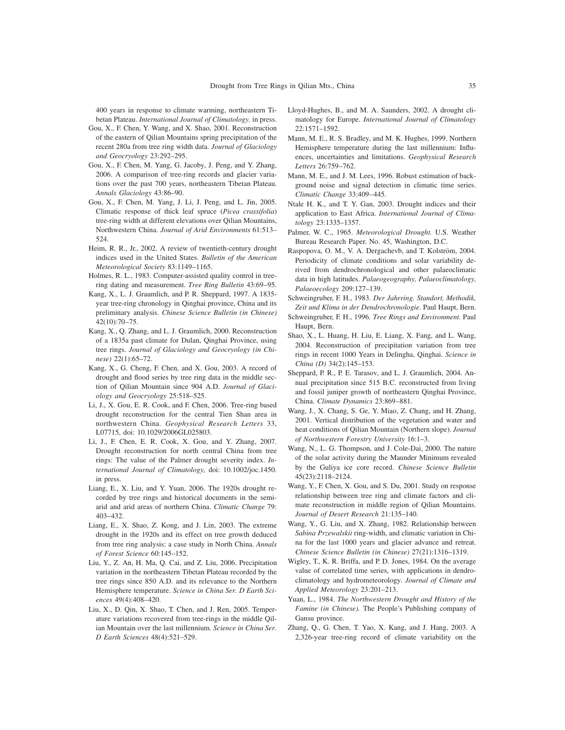400 years in response to climate warming, northeastern Tibetan Plateau. *International Journal of Climatology.* in press.

Gou, X., F. Chen, Y. Wang, and X. Shao, 2001. Reconstruction of the eastern of Qilian Mountains spring precipitation of the recent 280a from tree ring width data. *Journal of Glaciology and Geocryology* 23:292–295.

Gou, X., F. Chen, M. Yang, G. Jacoby, J. Peng, and Y. Zhang, 2006. A comparison of tree-ring records and glacier variations over the past 700 years, northeastern Tibetan Plateau. *Annals Glaciology* 43:86–90.

Gou, X., F. Chen, M. Yang, J. Li, J. Peng, and L. Jin, 2005. Climatic response of thick leaf spruce (*Picea crassifolia*) tree-ring width at different elevations over Qilian Mountains, Northwestern China. *Journal of Arid Environments* 61:513–524.

Heim, R. R., Jr., 2002. A review of twentieth-century drought indices used in the United States. *Bulletin of the American Meteorological Society* 83:1149–1165.

Holmes, R. L., 1983. Computer-assisted quality control in tree-ring dating and measurement. *Tree Ring Bulletin* 43:69–95.

Kang, X., L. J. Graumlich, and P. R. Sheppard, 1997. A 1835-year tree-ring chronology in Qinghai province, China and its preliminary analysis. *Chinese Science Bulletin (in Chinese)* 42(10):70–75.

Kang, X., Q. Zhang, and L. J. Graumlich, 2000. Reconstruction of a 1835a past climate for Dulan, Qinghai Province, using tree rings. *Journal of Glaciology and Geocryology (in Chinese)* 22(1):65–72.

Kang, X., G. Cheng, F. Chen, and X. Gou, 2003. A record of drought and flood series by tree ring data in the middle section of Qilian Mountain since 904 A.D. *Journal of Glaciology and Geocryology* 25:518–525.

Li, J., X. Gou, E. R. Cook, and F. Chen, 2006. Tree-ring based drought reconstruction for the central Tien Shan area in northwestern China. *Geophysical Research Letters* 33, L07715, doi: 10.1029/2006GL025803.

Li, J., F. Chen, E. R. Cook, X. Gou, and Y. Zhang, 2007. Drought reconstruction for north central China from tree rings: The value of the Palmer drought severity index. *International Journal of Climatology,* doi: 10.1002/joc.1450. in press.

Liang, E., X. Liu, and Y. Yuan, 2006. The 1920s drought recorded by tree rings and historical documents in the semi-arid and arid areas of northern China. *Climatic Change* 79: 403–432.

Liang, E., X. Shao, Z. Kong, and J. Lin, 2003. The extreme drought in the 1920s and its effect on tree growth deduced from tree ring analysis: a case study in North China. *Annals of Forest Science* 60:145–152.

Liu, Y., Z. An, H. Ma, Q. Cai, and Z. Liu, 2006. Precipitation variation in the northeastern Tibetan Plateau recorded by the tree rings since 850 A.D. and its relevance to the Northern Hemisphere temperature. *Science in China Ser. D Earth Sciences* 49(4):408–420.

Liu, X., D. Qin, X. Shao, T. Chen, and J. Ren, 2005. Temperature variations recovered from tree-rings in the middle Qilian Mountain over the last millennium. *Science in China Ser. D Earth Sciences* 48(4):521–529.

Lloyd-Hughes, B., and M. A. Saunders, 2002. A drought climatology for Europe. *International Journal of Climatology* 22:1571–1592.

Mann, M. E., R. S. Bradley, and M. K. Hughes, 1999. Northern Hemisphere temperature during the last millennium: Influences, uncertainties and limitations. *Geophysical Research Letters* 26:759–762.

Mann, M. E., and J. M. Lees, 1996. Robust estimation of background noise and signal detection in climatic time series. *Climatic Change* 33:409–445.

Ntale H. K., and T. Y. Gan, 2003. Drought indices and their application to East Africa. *International Journal of Climatology* 23:1335–1357.

Palmer, W. C., 1965. *Meteorological Drought.* U.S. Weather Bureau Research Paper. No. 45, Washington, D.C.

Raspopova, O. M., V. A. Dergachevb, and T. Kolström, 2004. Periodicity of climate conditions and solar variability derived from dendrochronological and other palaeoclimatic data in high latitudes. *Palaeogeography, Palaeoclimatology, Palaeoecology* 209:127–139.

Schweingruber, F. H., 1983. *Der Jahrring. Standort, Methodik, Zeit und Klima in der Dendrochronologie.* Paul Haupt, Bern.

Schweingruber, F. H., 1996. *Tree Rings and Environment.* Paul Haupt, Bern.

Shao, X., L. Huang, H. Liu, E. Liang, X. Fang, and L. Wang, 2004. Reconstruction of precipitation variation from tree rings in recent 1000 Years in Delingha, Qinghai. *Science in China (D)* 34(2):145–153.

Sheppard, P. R., P. E. Tarasov, and L. J. Graumlich, 2004. Annual precipitation since 515 B.C. reconstructed from living and fossil juniper growth of northeastern Qinghai Province, China. *Climate Dynamics* 23:869–881.

Wang, J., X. Chang, S. Ge, Y. Miao, Z. Chang, and H. Zhang, 2001. Vertical distribution of the vegetation and water and heat conditions of Qilian Mountain (Northern slope). *Journal of Northwestern Forestry University* 16:1–3.

Wang, N., L. G. Thompson, and J. Cole-Dai, 2000. The nature of the solar activity during the Maunder Minimum revealed by the Guliya ice core record. *Chinese Science Bulletin* 45(23):2118–2124.

Wang, Y., F. Chen, X. Gou, and S. Du, 2001. Study on response relationship between tree ring and climate factors and climate reconstruction in middle region of Qilian Mountains. *Journal of Desert Research* 21:135–140.

Wang, Y., G. Liu, and X. Zhang, 1982. Relationship between *Sabina Przewalskii* ring-width, and climatic variation in China for the last 1000 years and glacier advance and retreat. *Chinese Science Bulletin (in Chinese)* 27(21):1316–1319.

Wigley, T., K. R. Briffa, and P. D. Jones, 1984. On the average value of correlated time series, with applications in dendroclimatology and hydrometeorology. *Journal of Climate and Applied Meteorology* 23:201–213.

Yuan, L., 1984. *The Northwestern Drought and History of the Famine (in Chinese).* The People's Publishing company of Gansu province.

Zhang, Q., G. Chen, T. Yao, X. Kang, and J. Hang, 2003. A 2,326-year tree-ring record of climate variability on the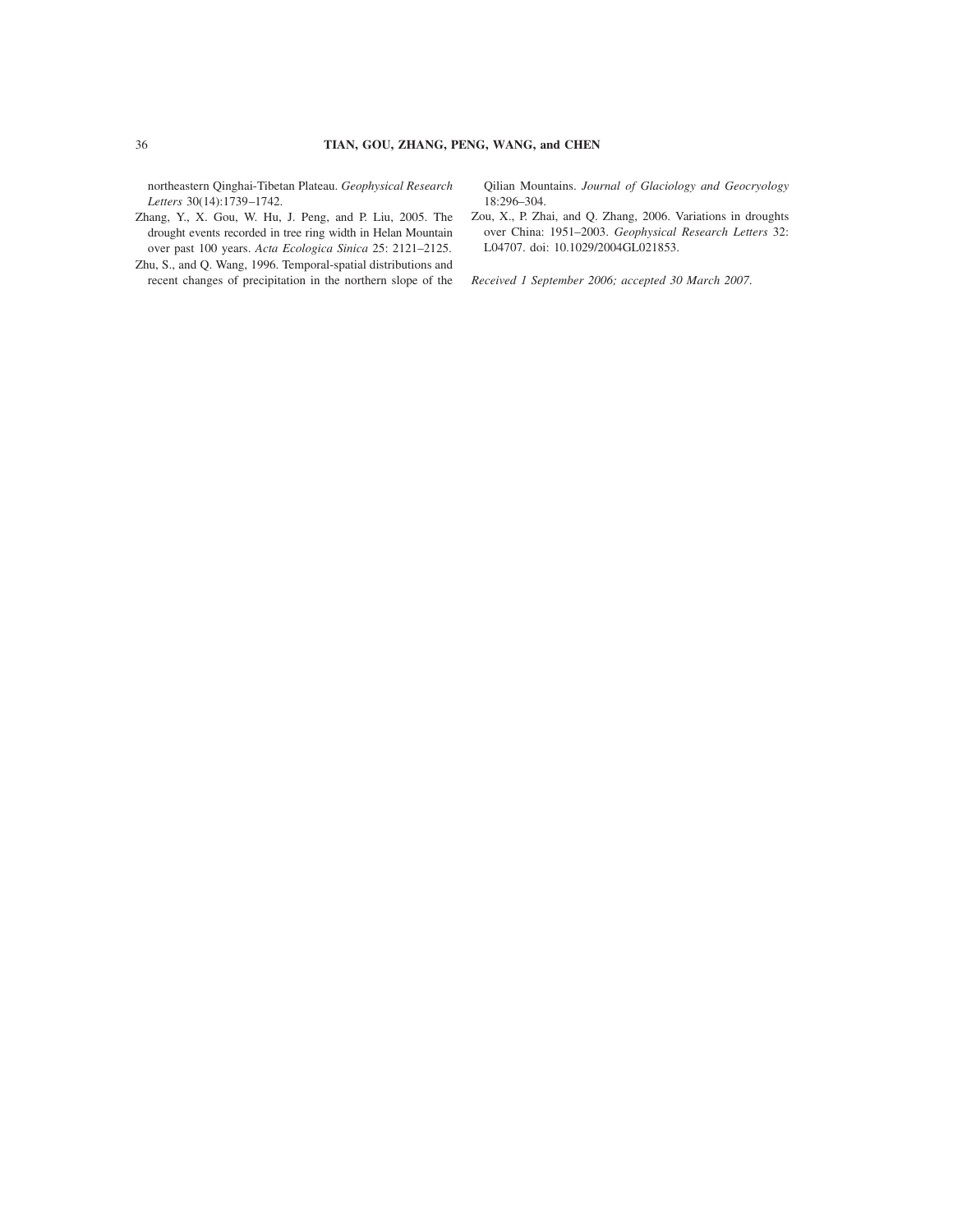northeastern Qinghai-Tibetan Plateau. *Geophysical Research Letters* 30(14):1739–1742.

Zhang, Y., X. Gou, W. Hu, J. Peng, and P. Liu, 2005. The drought events recorded in tree ring width in Helan Mountain over past 100 years. *Acta Ecologica Sinica* 25: 2121–2125.

Zhu, S., and Q. Wang, 1996. Temporal-spatial distributions and recent changes of precipitation in the northern slope of the Qilian Mountains. *Journal of Glaciology and Geocryology* 18:296–304.

Zou, X., P. Zhai, and Q. Zhang, 2006. Variations in droughts over China: 1951–2003. *Geophysical Research Letters* 32: L04707. doi: 10.1029/2004GL021853.

*Received 1 September 2006; accepted 30 March 2007.*